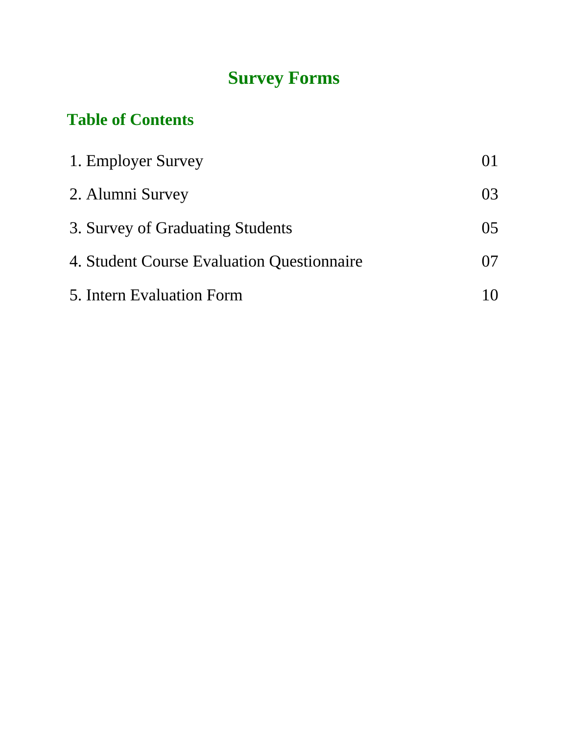# Survey Forms

## Table of Contents

| | |
|---|---|
| 1. Employer Survey | 01 |
| 2. Alumni Survey | 03 |
| 3. Survey of Graduating Students | 05 |
| 4. Student Course Evaluation Questionnaire | 07 |
| 5. Intern Evaluation Form | 10 |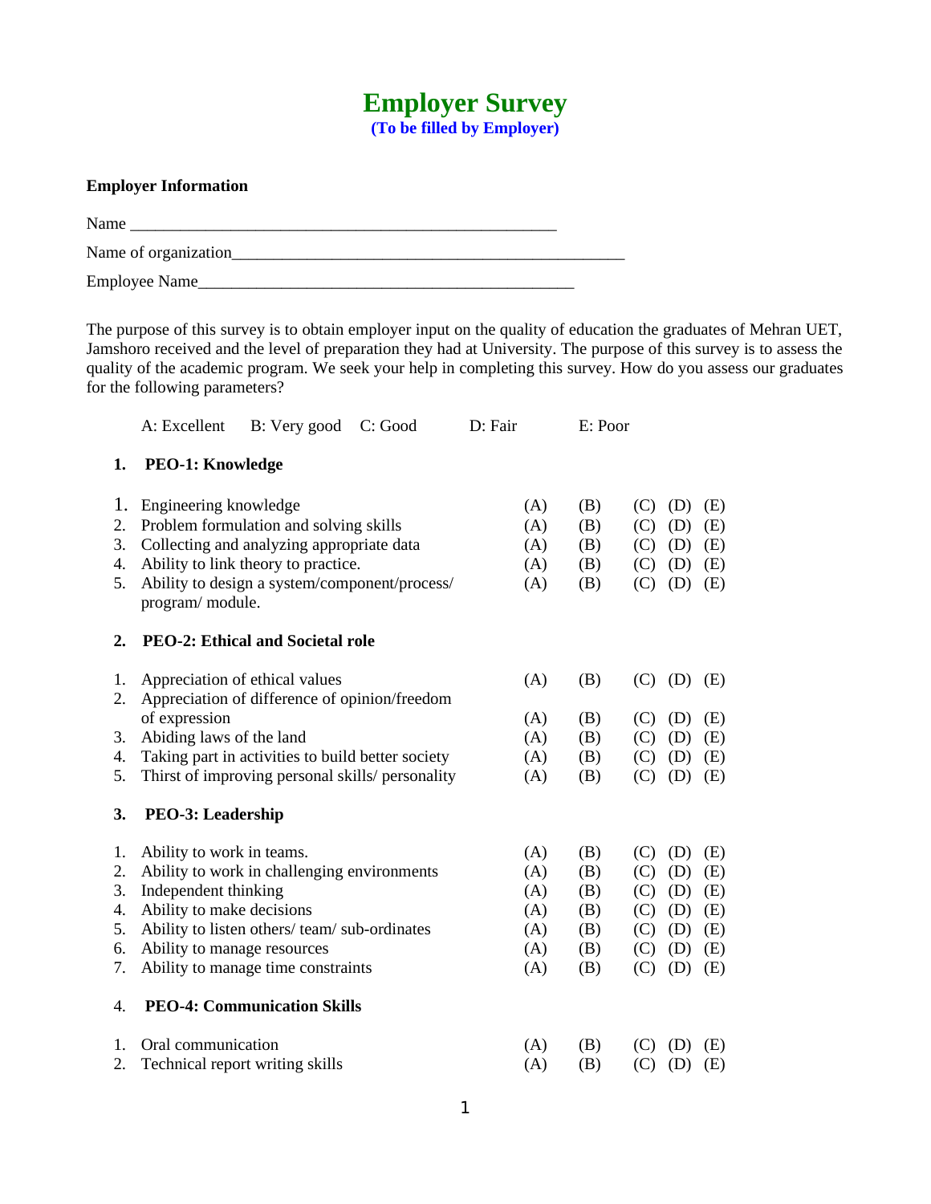# Employer Survey

**(To be filled by Employer)**

**Employer Information**

Name ___________________________________________________

Name of organization_____________________________________________

Employee Name__________________________________________

The purpose of this survey is to obtain employer input on the quality of education the graduates of Mehran UET, Jamshoro received and the level of preparation they had at University. The purpose of this survey is to assess the quality of the academic program. We seek your help in completing this survey. How do you assess our graduates for the following parameters?

A: Excellent B: Very good C: Good D: Fair E: Poor

## 1. PEO-1: Knowledge

| | | | | | | |
|---|---|---|---|---|---|---|
| 1. | Engineering knowledge | (A) | (B) | (C) | (D) | (E) |
| 2. | Problem formulation and solving skills | (A) | (B) | (C) | (D) | (E) |
| 3. | Collecting and analyzing appropriate data | (A) | (B) | (C) | (D) | (E) |
| 4. | Ability to link theory to practice. | (A) | (B) | (C) | (D) | (E) |
| 5. | Ability to design a system/component/process/ program/ module. | (A) | (B) | (C) | (D) | (E) |

## 2. PEO-2: Ethical and Societal role

| | | | | | | |
|---|---|---|---|---|---|---|
| 1. | Appreciation of ethical values | (A) | (B) | (C) | (D) | (E) |
| 2. | Appreciation of difference of opinion/freedom of expression | (A) | (B) | (C) | (D) | (E) |
| 3. | Abiding laws of the land | (A) | (B) | (C) | (D) | (E) |
| 4. | Taking part in activities to build better society | (A) | (B) | (C) | (D) | (E) |
| 5. | Thirst of improving personal skills/ personality | (A) | (B) | (C) | (D) | (E) |

## 3. PEO-3: Leadership

| | | | | | | |
|---|---|---|---|---|---|---|
| 1. | Ability to work in teams. | (A) | (B) | (C) | (D) | (E) |
| 2. | Ability to work in challenging environments | (A) | (B) | (C) | (D) | (E) |
| 3. | Independent thinking | (A) | (B) | (C) | (D) | (E) |
| 4. | Ability to make decisions | (A) | (B) | (C) | (D) | (E) |
| 5. | Ability to listen others/ team/ sub-ordinates | (A) | (B) | (C) | (D) | (E) |
| 6. | Ability to manage resources | (A) | (B) | (C) | (D) | (E) |
| 7. | Ability to manage time constraints | (A) | (B) | (C) | (D) | (E) |

## 4. PEO-4: Communication Skills

| | | | | | | |
|---|---|---|---|---|---|---|
| 1. | Oral communication | (A) | (B) | (C) | (D) | (E) |
| 2. | Technical report writing skills | (A) | (B) | (C) | (D) | (E) |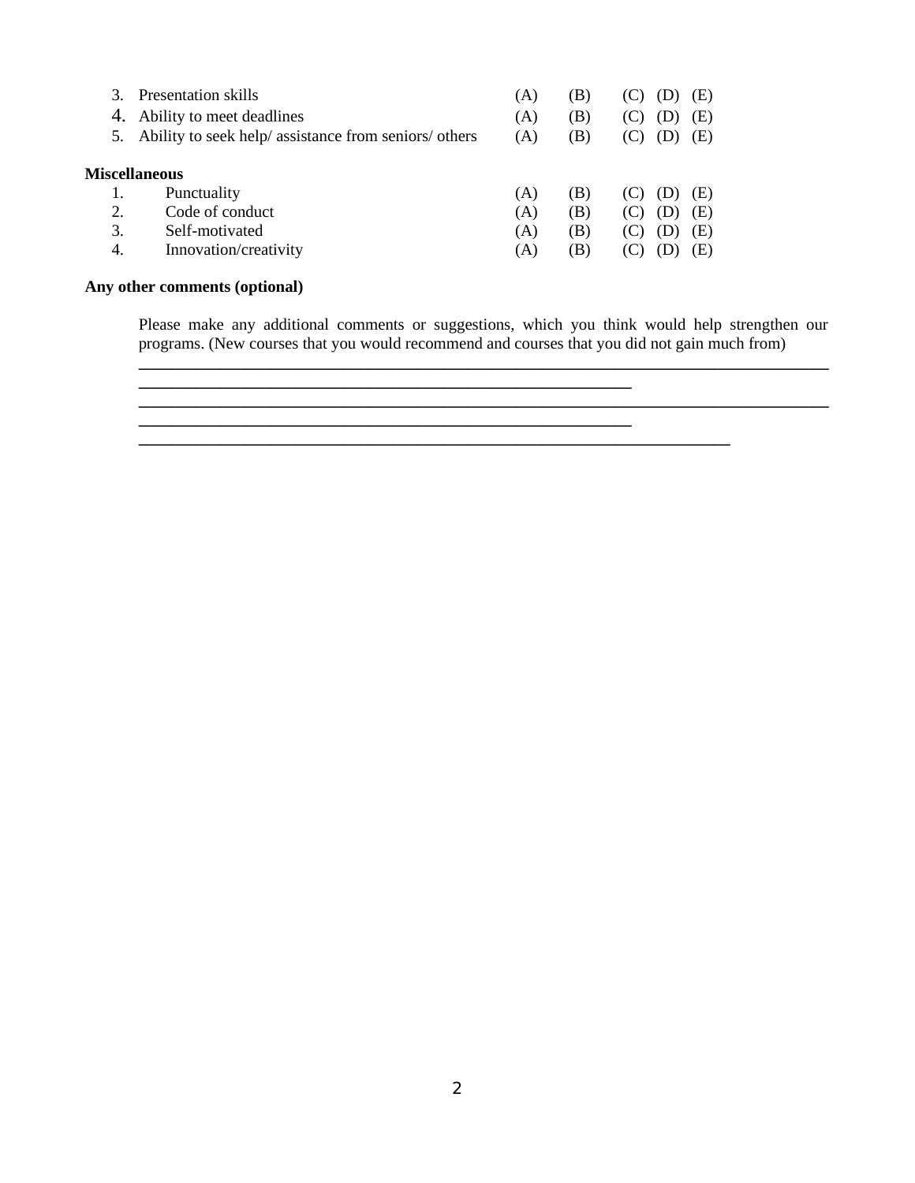3. Presentation skills (A) (B) (C) (D) (E)
4. Ability to meet deadlines (A) (B) (C) (D) (E)
5. Ability to seek help/ assistance from seniors/ others (A) (B) (C) (D) (E)

**Miscellaneous**

1. Punctuality (A) (B) (C) (D) (E)
2. Code of conduct (A) (B) (C) (D) (E)
3. Self-motivated (A) (B) (C) (D) (E)
4. Innovation/creativity (A) (B) (C) (D) (E)

**Any other comments (optional)**

Please make any additional comments or suggestions, which you think would help strengthen our programs. (New courses that you would recommend and courses that you did not gain much from)

\_\_\_\_\_\_\_\_\_\_\_\_\_\_\_\_\_\_\_\_\_\_\_\_\_\_\_\_\_\_\_\_\_\_\_\_\_\_\_\_\_\_\_\_\_\_\_\_\_\_\_\_\_\_\_\_\_\_\_\_\_\_\_\_\_\_\_\_\_\_\_\_\_\_\_\_\_\_

\_\_\_\_\_\_\_\_\_\_\_\_\_\_\_\_\_\_\_\_\_\_\_\_\_\_\_\_\_\_\_\_\_\_\_\_\_\_\_\_\_\_\_\_\_\_\_\_\_\_\_\_\_\_\_

\_\_\_\_\_\_\_\_\_\_\_\_\_\_\_\_\_\_\_\_\_\_\_\_\_\_\_\_\_\_\_\_\_\_\_\_\_\_\_\_\_\_\_\_\_\_\_\_\_\_\_\_\_\_\_\_\_\_\_\_\_\_\_\_\_\_\_\_\_\_\_\_\_\_\_\_\_\_

\_\_\_\_\_\_\_\_\_\_\_\_\_\_\_\_\_\_\_\_\_\_\_\_\_\_\_\_\_\_\_\_\_\_\_\_\_\_\_\_\_\_\_\_\_\_\_\_\_\_\_\_\_\_\_

\_\_\_\_\_\_\_\_\_\_\_\_\_\_\_\_\_\_\_\_\_\_\_\_\_\_\_\_\_\_\_\_\_\_\_\_\_\_\_\_\_\_\_\_\_\_\_\_\_\_\_\_\_\_\_\_\_\_\_\_\_\_\_\_\_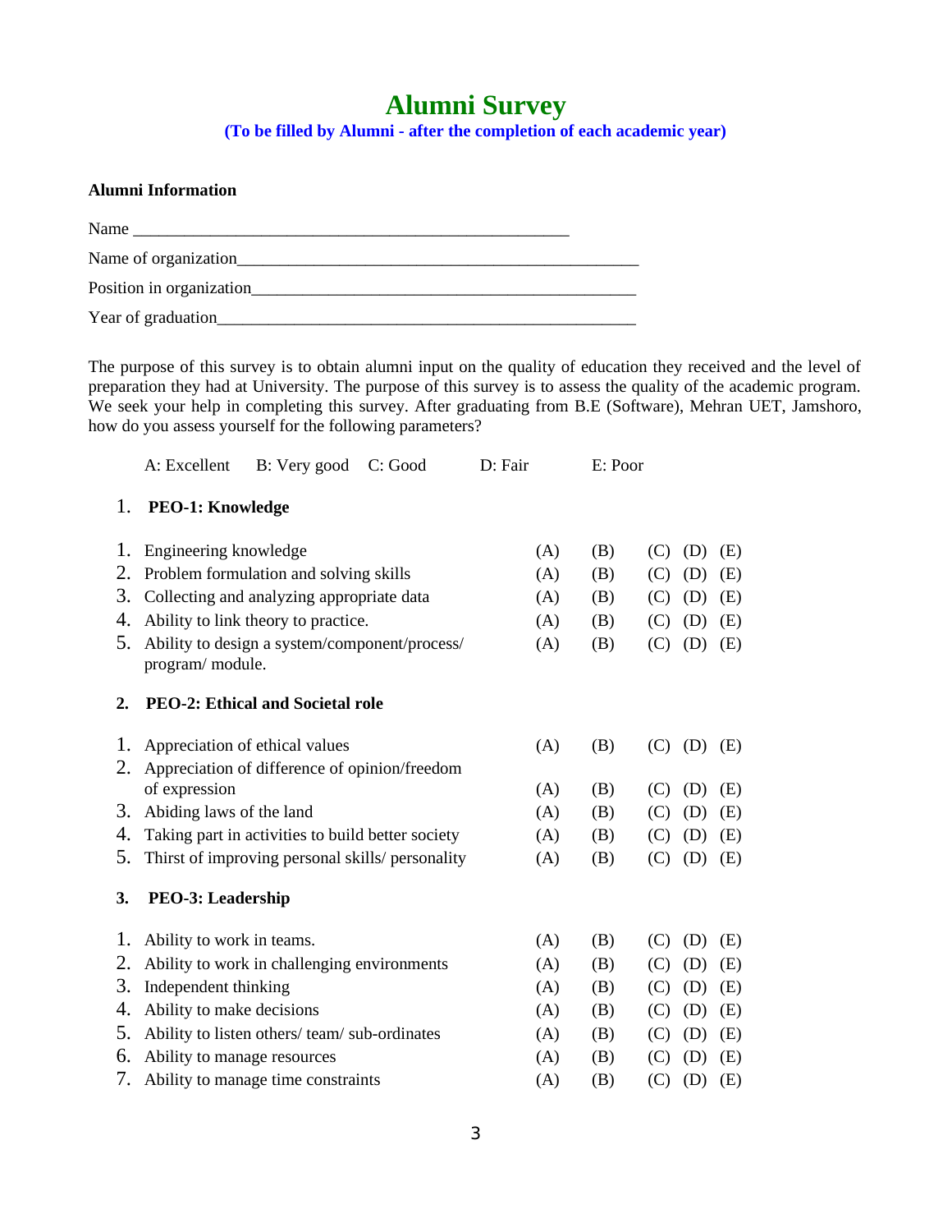# Alumni Survey

**(To be filled by Alumni - after the completion of each academic year)**

**Alumni Information**

Name ____________________________________________________

Name of organization_______________________________________________

Position in organization____________________________________________

Year of graduation_________________________________________________

The purpose of this survey is to obtain alumni input on the quality of education they received and the level of preparation they had at University. The purpose of this survey is to assess the quality of the academic program. We seek your help in completing this survey. After graduating from B.E (Software), Mehran UET, Jamshoro, how do you assess yourself for the following parameters?

A: Excellent    B: Very good    C: Good    D: Fair    E: Poor

1. **PEO-1: Knowledge**

| | | | | | | |
|---|---|---|---|---|---|---|
| 1. | Engineering knowledge | (A) | (B) | (C) | (D) | (E) |
| 2. | Problem formulation and solving skills | (A) | (B) | (C) | (D) | (E) |
| 3. | Collecting and analyzing appropriate data | (A) | (B) | (C) | (D) | (E) |
| 4. | Ability to link theory to practice. | (A) | (B) | (C) | (D) | (E) |
| 5. | Ability to design a system/component/process/ program/ module. | (A) | (B) | (C) | (D) | (E) |

2. **PEO-2: Ethical and Societal role**

| | | | | | | |
|---|---|---|---|---|---|---|
| 1. | Appreciation of ethical values | (A) | (B) | (C) | (D) | (E) |
| 2. | Appreciation of difference of opinion/freedom of expression | (A) | (B) | (C) | (D) | (E) |
| 3. | Abiding laws of the land | (A) | (B) | (C) | (D) | (E) |
| 4. | Taking part in activities to build better society | (A) | (B) | (C) | (D) | (E) |
| 5. | Thirst of improving personal skills/ personality | (A) | (B) | (C) | (D) | (E) |

3. **PEO-3: Leadership**

| | | | | | | |
|---|---|---|---|---|---|---|
| 1. | Ability to work in teams. | (A) | (B) | (C) | (D) | (E) |
| 2. | Ability to work in challenging environments | (A) | (B) | (C) | (D) | (E) |
| 3. | Independent thinking | (A) | (B) | (C) | (D) | (E) |
| 4. | Ability to make decisions | (A) | (B) | (C) | (D) | (E) |
| 5. | Ability to listen others/ team/ sub-ordinates | (A) | (B) | (C) | (D) | (E) |
| 6. | Ability to manage resources | (A) | (B) | (C) | (D) | (E) |
| 7. | Ability to manage time constraints | (A) | (B) | (C) | (D) | (E) |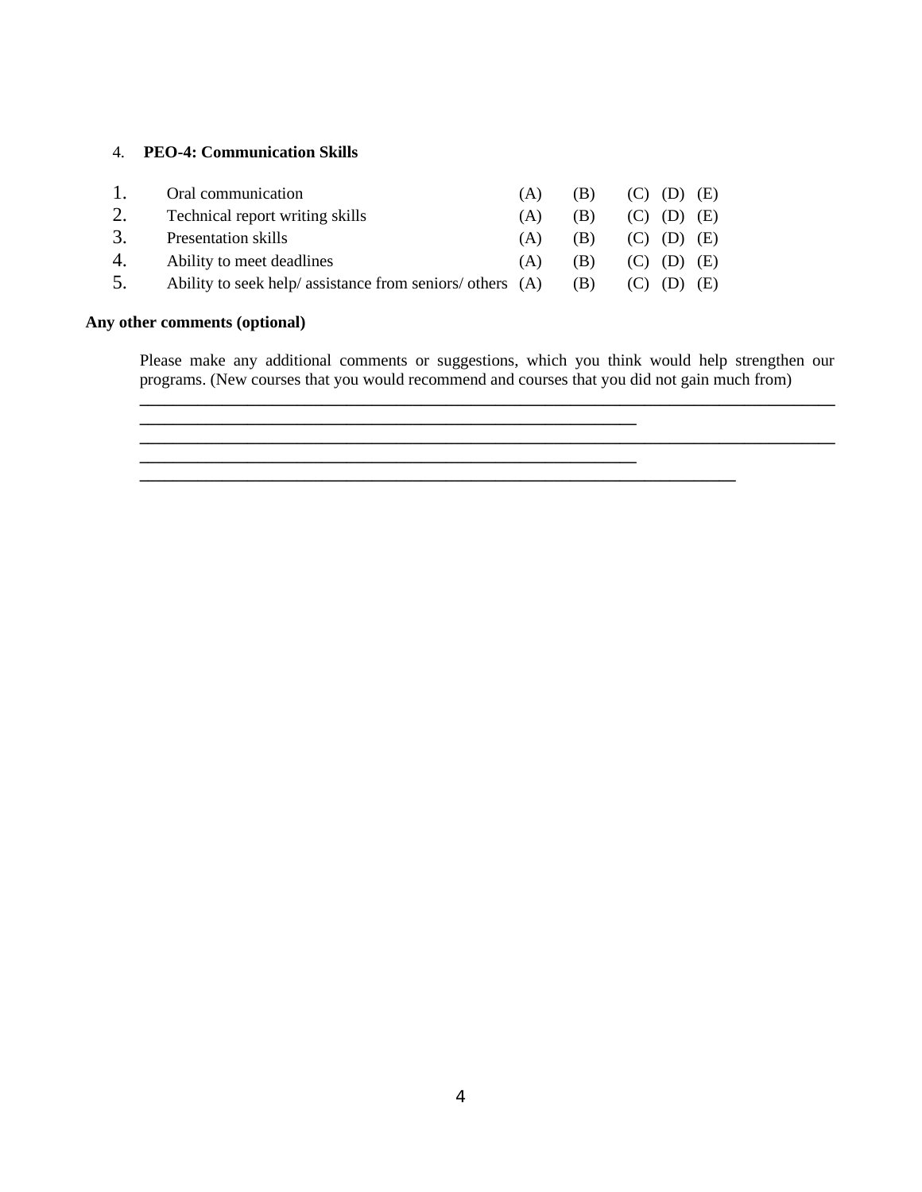4. **PEO-4: Communication Skills**

| | | | | | | |
|---|---|---|---|---|---|---|
| 1. | Oral communication | (A) | (B) | (C) | (D) | (E) |
| 2. | Technical report writing skills | (A) | (B) | (C) | (D) | (E) |
| 3. | Presentation skills | (A) | (B) | (C) | (D) | (E) |
| 4. | Ability to meet deadlines | (A) | (B) | (C) | (D) | (E) |
| 5. | Ability to seek help/ assistance from seniors/ others | (A) | (B) | (C) | (D) | (E) |

**Any other comments (optional)**

Please make any additional comments or suggestions, which you think would help strengthen our programs. (New courses that you would recommend and courses that you did not gain much from)

\_\_\_\_\_\_\_\_\_\_\_\_\_\_\_\_\_\_\_\_\_\_\_\_\_\_\_\_\_\_\_\_\_\_\_\_\_\_\_\_\_\_\_\_\_\_\_\_\_\_\_\_\_\_\_\_\_\_\_\_\_\_\_\_\_\_\_\_\_\_\_\_\_\_\_\_\_\_

\_\_\_\_\_\_\_\_\_\_\_\_\_\_\_\_\_\_\_\_\_\_\_\_\_\_\_\_\_\_\_\_\_\_\_\_\_\_\_\_\_\_\_\_\_\_\_\_\_\_\_\_\_\_\_\_\_

\_\_\_\_\_\_\_\_\_\_\_\_\_\_\_\_\_\_\_\_\_\_\_\_\_\_\_\_\_\_\_\_\_\_\_\_\_\_\_\_\_\_\_\_\_\_\_\_\_\_\_\_\_\_\_\_\_\_\_\_\_\_\_\_\_\_\_\_\_\_\_\_\_\_\_\_\_\_

\_\_\_\_\_\_\_\_\_\_\_\_\_\_\_\_\_\_\_\_\_\_\_\_\_\_\_\_\_\_\_\_\_\_\_\_\_\_\_\_\_\_\_\_\_\_\_\_\_\_\_\_\_\_\_\_\_

\_\_\_\_\_\_\_\_\_\_\_\_\_\_\_\_\_\_\_\_\_\_\_\_\_\_\_\_\_\_\_\_\_\_\_\_\_\_\_\_\_\_\_\_\_\_\_\_\_\_\_\_\_\_\_\_\_\_\_\_\_\_\_\_\_\_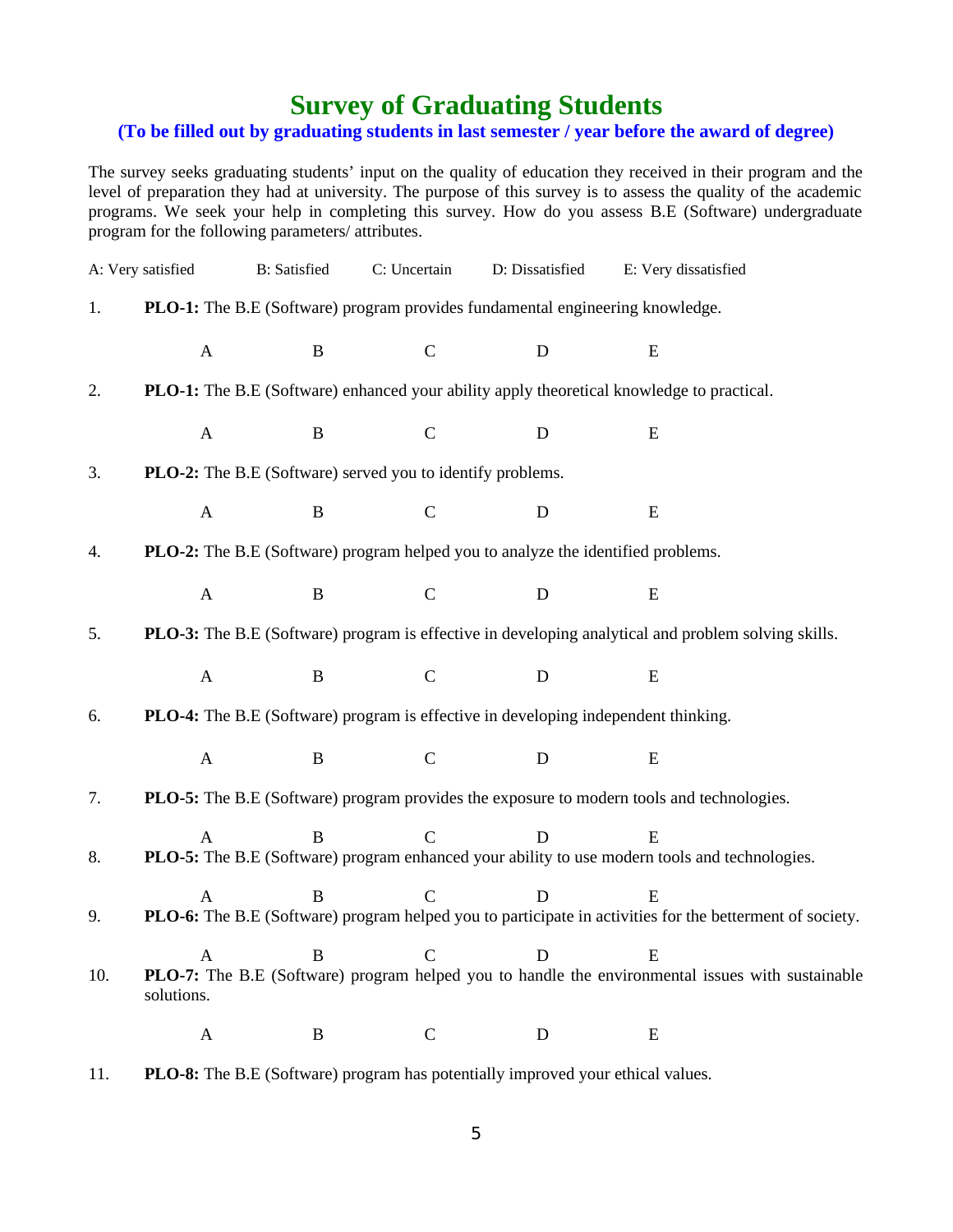# Survey of Graduating Students

**(To be filled out by graduating students in last semester / year before the award of degree)**

The survey seeks graduating students' input on the quality of education they received in their program and the level of preparation they had at university. The purpose of this survey is to assess the quality of the academic programs. We seek your help in completing this survey. How do you assess B.E (Software) undergraduate program for the following parameters/ attributes.

A: Very satisfied B: Satisfied C: Uncertain D: Dissatisfied E: Very dissatisfied

1. **PLO-1:** The B.E (Software) program provides fundamental engineering knowledge.

   A B C D E

2. **PLO-1:** The B.E (Software) enhanced your ability apply theoretical knowledge to practical.

   A B C D E

3. **PLO-2:** The B.E (Software) served you to identify problems.

   A B C D E

4. **PLO-2:** The B.E (Software) program helped you to analyze the identified problems.

   A B C D E

5. **PLO-3:** The B.E (Software) program is effective in developing analytical and problem solving skills.

   A B C D E

6. **PLO-4:** The B.E (Software) program is effective in developing independent thinking.

   A B C D E

7. **PLO-5:** The B.E (Software) program provides the exposure to modern tools and technologies.

   A B C D E

8. **PLO-5:** The B.E (Software) program enhanced your ability to use modern tools and technologies.

   A B C D E

9. **PLO-6:** The B.E (Software) program helped you to participate in activities for the betterment of society.

   A B C D E

10. **PLO-7:** The B.E (Software) program helped you to handle the environmental issues with sustainable solutions.

    A B C D E

11. **PLO-8:** The B.E (Software) program has potentially improved your ethical values.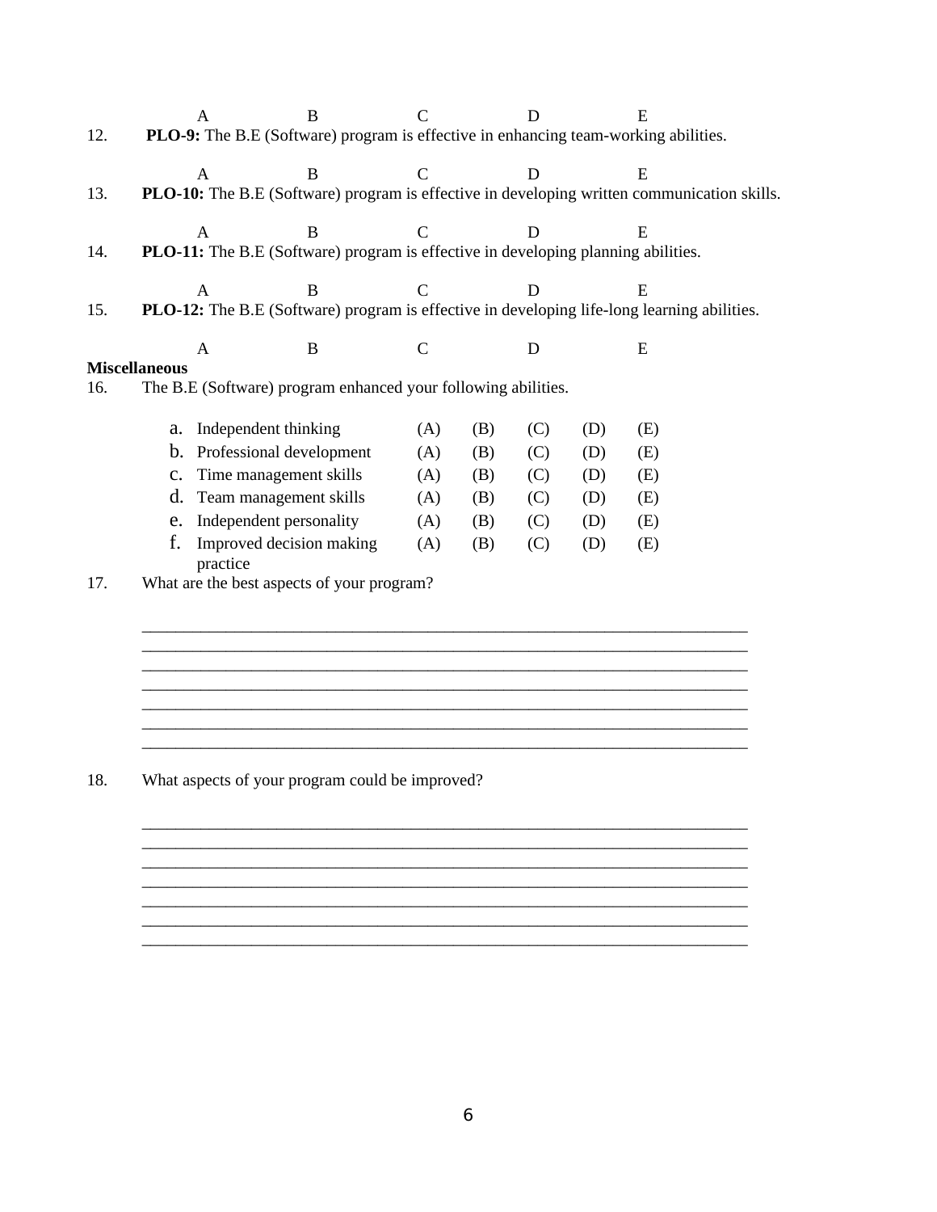A B C D E

12. **PLO-9:** The B.E (Software) program is effective in enhancing team-working abilities.

A B C D E

13. **PLO-10:** The B.E (Software) program is effective in developing written communication skills.

A B C D E

14. **PLO-11:** The B.E (Software) program is effective in developing planning abilities.

A B C D E

15. **PLO-12:** The B.E (Software) program is effective in developing life-long learning abilities.

A B C D E

**Miscellaneous**

16. The B.E (Software) program enhanced your following abilities.

| | | | | | | |
|---|---|---|---|---|---|---|
| a. | Independent thinking | (A) | (B) | (C) | (D) | (E) |
| b. | Professional development | (A) | (B) | (C) | (D) | (E) |
| c. | Time management skills | (A) | (B) | (C) | (D) | (E) |
| d. | Team management skills | (A) | (B) | (C) | (D) | (E) |
| e. | Independent personality | (A) | (B) | (C) | (D) | (E) |
| f. | Improved decision making practice | (A) | (B) | (C) | (D) | (E) |

17. What are the best aspects of your program?

___________________________________________________________________________
___________________________________________________________________________
___________________________________________________________________________
___________________________________________________________________________
___________________________________________________________________________
___________________________________________________________________________
___________________________________________________________________________

18. What aspects of your program could be improved?

___________________________________________________________________________
___________________________________________________________________________
___________________________________________________________________________
___________________________________________________________________________
___________________________________________________________________________
___________________________________________________________________________
___________________________________________________________________________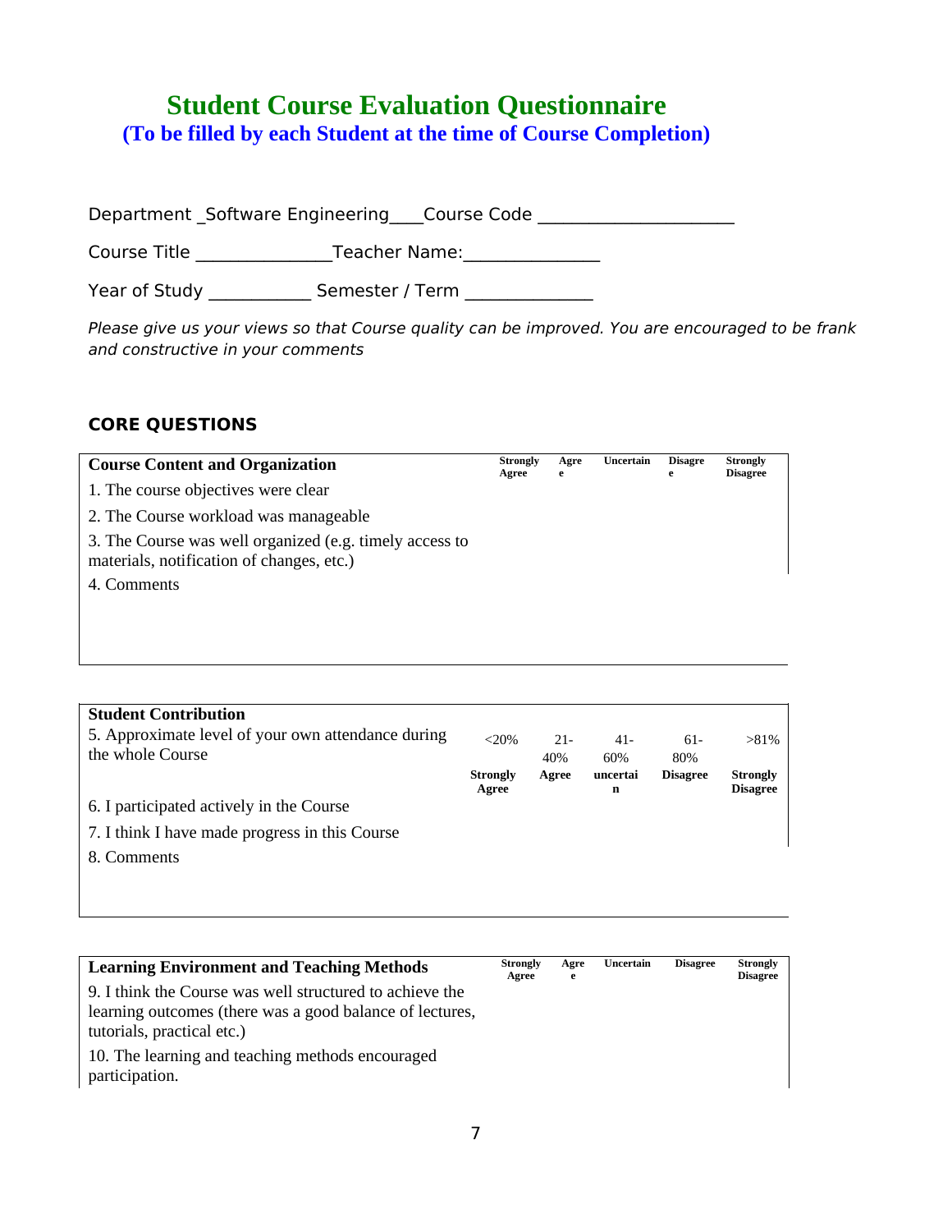# Student Course Evaluation Questionnaire

## (To be filled by each Student at the time of Course Completion)

Department _Software Engineering___Course Code ____________________

Course Title ______________Teacher Name:______________

Year of Study ___________ Semester / Term _____________

*Please give us your views so that Course quality can be improved. You are encouraged to be frank and constructive in your comments*

### CORE QUESTIONS

| **Course Content and Organization** | **Strongly Agree** | **Agree** | **Uncertain** | **Disagree** | **Strongly Disagree** |
|---|---|---|---|---|---|
| 1. The course objectives were clear | | | | | |
| 2. The Course workload was manageable | | | | | |
| 3. The Course was well organized (e.g. timely access to materials, notification of changes, etc.) | | | | | |
| 4. Comments | | | | | |

| **Student Contribution** | | | | | |
|---|---|---|---|---|---|
| 5. Approximate level of your own attendance during the whole Course | <20% | 21-40% | 41-60% | 61-80% | >81% |
| | **Strongly Agree** | **Agree** | **uncertain** | **Disagree** | **Strongly Disagree** |
| 6. I participated actively in the Course | | | | | |
| 7. I think I have made progress in this Course | | | | | |
| 8. Comments | | | | | |

| **Learning Environment and Teaching Methods** | **Strongly Agree** | **Agree** | **Uncertain** | **Disagree** | **Strongly Disagree** |
|---|---|---|---|---|---|
| 9. I think the Course was well structured to achieve the learning outcomes (there was a good balance of lectures, tutorials, practical etc.) | | | | | |
| 10. The learning and teaching methods encouraged participation. | | | | | |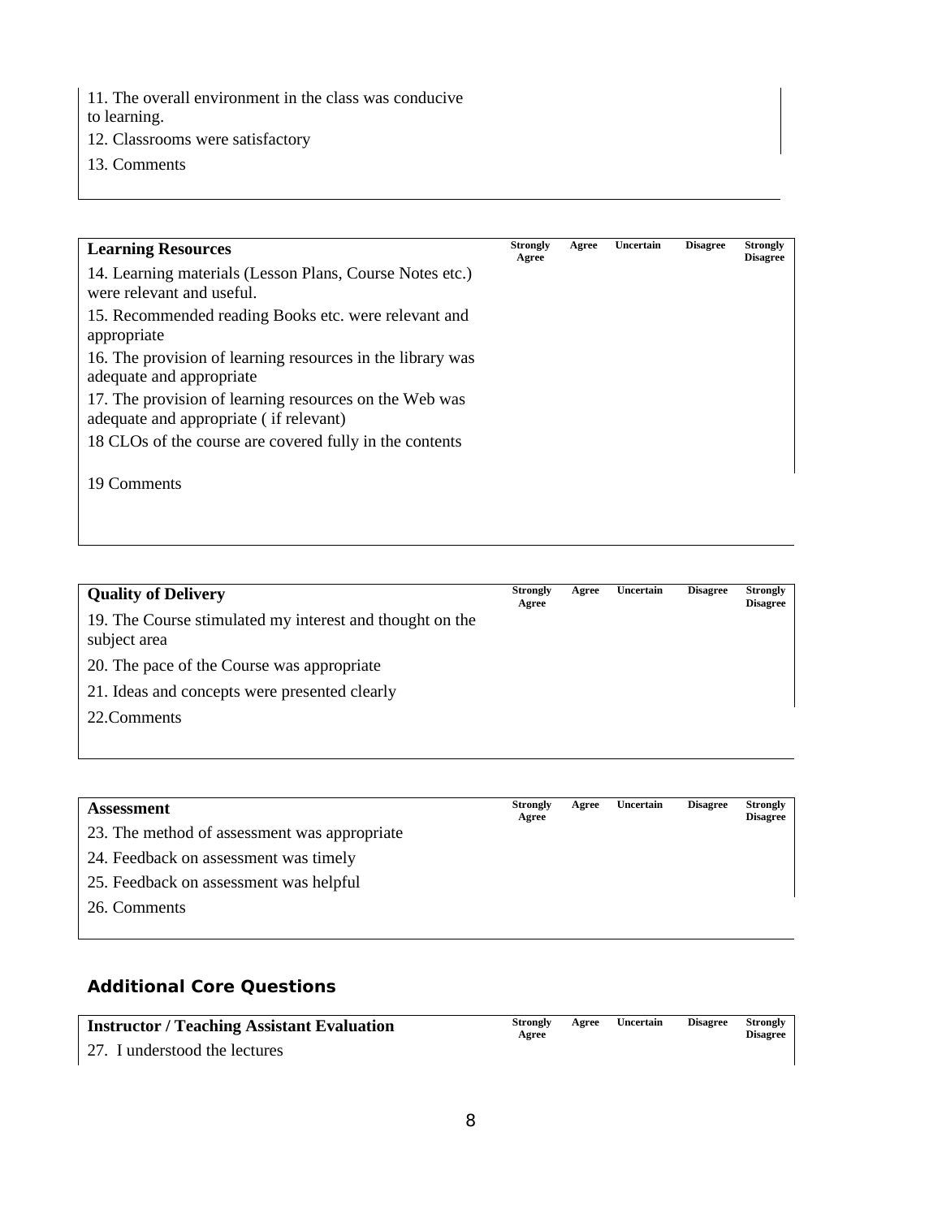| | | | | | |
|---|---|---|---|---|---|
| 11. The overall environment in the class was conducive to learning. | | | | | |
| 12. Classrooms were satisfactory | | | | | |
| 13. Comments | | | | | |

| Learning Resources | Strongly Agree | Agree | Uncertain | Disagree | Strongly Disagree |
|---|---|---|---|---|---|
| 14. Learning materials (Lesson Plans, Course Notes etc.) were relevant and useful. | | | | | |
| 15. Recommended reading Books etc. were relevant and appropriate | | | | | |
| 16. The provision of learning resources in the library was adequate and appropriate | | | | | |
| 17. The provision of learning resources on the Web was adequate and appropriate ( if relevant) | | | | | |
| 18 CLOs of the course are covered fully in the contents | | | | | |
| 19 Comments | | | | | |

| Quality of Delivery | Strongly Agree | Agree | Uncertain | Disagree | Strongly Disagree |
|---|---|---|---|---|---|
| 19. The Course stimulated my interest and thought on the subject area | | | | | |
| 20. The pace of the Course was appropriate | | | | | |
| 21. Ideas and concepts were presented clearly | | | | | |
| 22.Comments | | | | | |

| Assessment | Strongly Agree | Agree | Uncertain | Disagree | Strongly Disagree |
|---|---|---|---|---|---|
| 23. The method of assessment was appropriate | | | | | |
| 24. Feedback on assessment was timely | | | | | |
| 25. Feedback on assessment was helpful | | | | | |
| 26. Comments | | | | | |

## Additional Core Questions

| Instructor / Teaching Assistant Evaluation | Strongly Agree | Agree | Uncertain | Disagree | Strongly Disagree |
|---|---|---|---|---|---|
| 27. I understood the lectures | | | | | |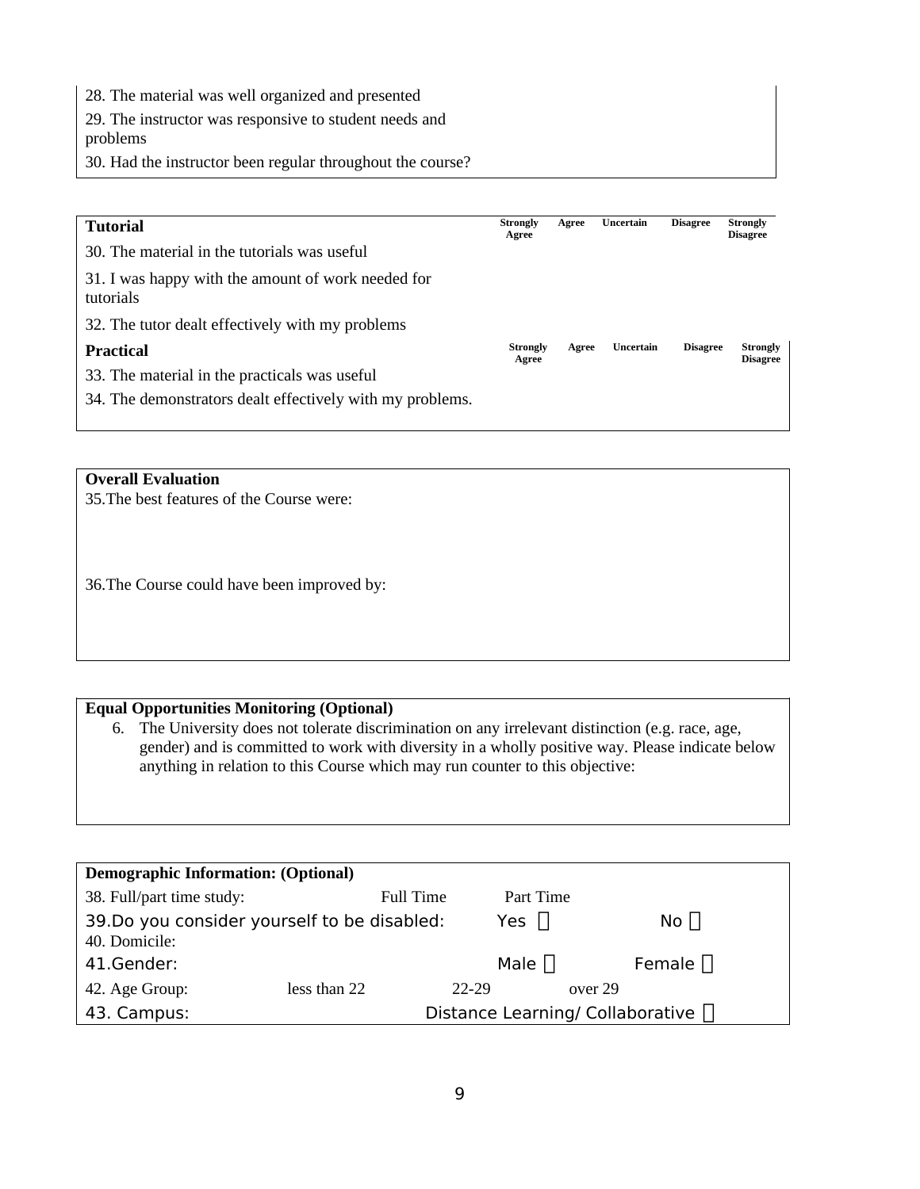| | | | | | |
|---|---|---|---|---|---|
| 28. The material was well organized and presented | | | | | |
| 29. The instructor was responsive to student needs and problems | | | | | |
| 30. Had the instructor been regular throughout the course? | | | | | |

| **Tutorial** | **Strongly Agree** | **Agree** | **Uncertain** | **Disagree** | **Strongly Disagree** |
|---|---|---|---|---|---|
| 30. The material in the tutorials was useful | | | | | |
| 31. I was happy with the amount of work needed for tutorials | | | | | |
| 32. The tutor dealt effectively with my problems | | | | | |
| **Practical** | **Strongly Agree** | **Agree** | **Uncertain** | **Disagree** | **Strongly Disagree** |
| 33. The material in the practicals was useful | | | | | |
| 34. The demonstrators dealt effectively with my problems. | | | | | |

**Overall Evaluation**

35.The best features of the Course were:

36.The Course could have been improved by:

**Equal Opportunities Monitoring (Optional)**

6. The University does not tolerate discrimination on any irrelevant distinction (e.g. race, age, gender) and is committed to work with diversity in a wholly positive way. Please indicate below anything in relation to this Course which may run counter to this objective:

| **Demographic Information: (Optional)** | | | | |
|---|---|---|---|---|
| 38. Full/part time study: | | Full Time | Part Time | |
| 39.Do you consider yourself to be disabled: | | | Yes ☐ | No ☐ |
| 40. Domicile: | | | | |
| 41.Gender: | | | Male ☐ | Female ☐ |
| 42. Age Group: | less than 22 | 22-29 | over 29 | |
| 43. Campus: | | | Distance Learning/ Collaborative ☐ | |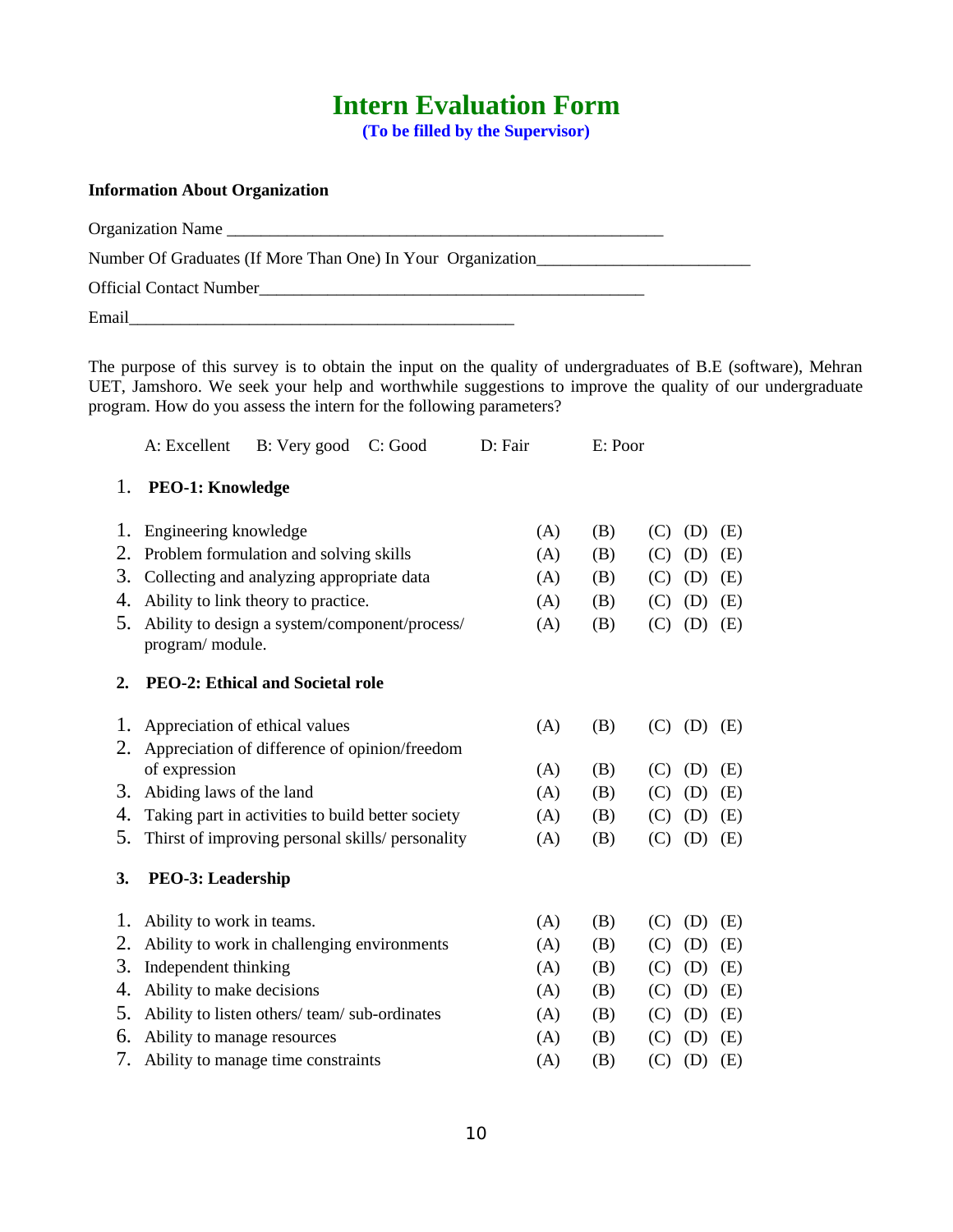# Intern Evaluation Form

**(To be filled by the Supervisor)**

**Information About Organization**

Organization Name ____________________________________________________

Number Of Graduates (If More Than One) In Your Organization_________________________

Official Contact Number______________________________________________

Email_____________________________________________

The purpose of this survey is to obtain the input on the quality of undergraduates of B.E (software), Mehran UET, Jamshoro. We seek your help and worthwhile suggestions to improve the quality of our undergraduate program. How do you assess the intern for the following parameters?

A: Excellent B: Very good C: Good D: Fair E: Poor

1. **PEO-1: Knowledge**

| | Parameter | | | | | |
|---|---|---|---|---|---|---|
| 1. | Engineering knowledge | (A) | (B) | (C) | (D) | (E) |
| 2. | Problem formulation and solving skills | (A) | (B) | (C) | (D) | (E) |
| 3. | Collecting and analyzing appropriate data | (A) | (B) | (C) | (D) | (E) |
| 4. | Ability to link theory to practice. | (A) | (B) | (C) | (D) | (E) |
| 5. | Ability to design a system/component/process/ program/ module. | (A) | (B) | (C) | (D) | (E) |

2. **PEO-2: Ethical and Societal role**

| | Parameter | | | | | |
|---|---|---|---|---|---|---|
| 1. | Appreciation of ethical values | (A) | (B) | (C) | (D) | (E) |
| 2. | Appreciation of difference of opinion/freedom of expression | (A) | (B) | (C) | (D) | (E) |
| 3. | Abiding laws of the land | (A) | (B) | (C) | (D) | (E) |
| 4. | Taking part in activities to build better society | (A) | (B) | (C) | (D) | (E) |
| 5. | Thirst of improving personal skills/ personality | (A) | (B) | (C) | (D) | (E) |

3. **PEO-3: Leadership**

| | Parameter | | | | | |
|---|---|---|---|---|---|---|
| 1. | Ability to work in teams. | (A) | (B) | (C) | (D) | (E) |
| 2. | Ability to work in challenging environments | (A) | (B) | (C) | (D) | (E) |
| 3. | Independent thinking | (A) | (B) | (C) | (D) | (E) |
| 4. | Ability to make decisions | (A) | (B) | (C) | (D) | (E) |
| 5. | Ability to listen others/ team/ sub-ordinates | (A) | (B) | (C) | (D) | (E) |
| 6. | Ability to manage resources | (A) | (B) | (C) | (D) | (E) |
| 7. | Ability to manage time constraints | (A) | (B) | (C) | (D) | (E) |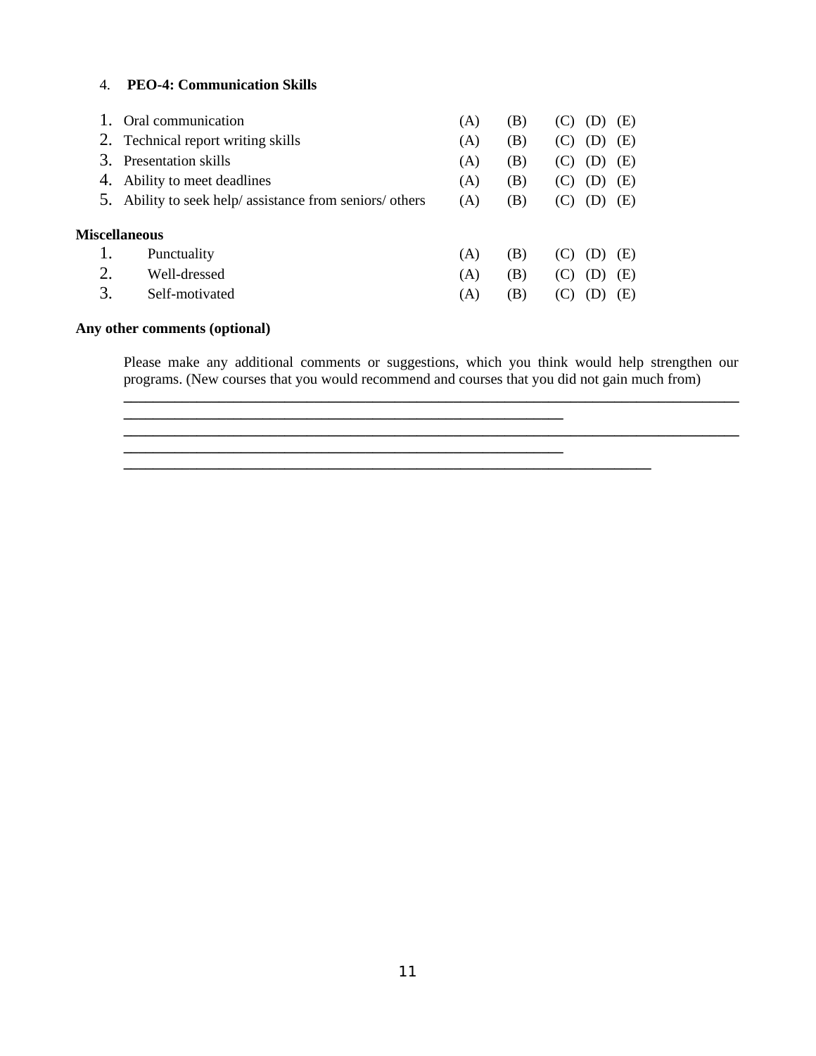4. **PEO-4: Communication Skills**

| | | | | | | |
|---|---|---|---|---|---|---|
| 1. | Oral communication | (A) | (B) | (C) | (D) | (E) |
| 2. | Technical report writing skills | (A) | (B) | (C) | (D) | (E) |
| 3. | Presentation skills | (A) | (B) | (C) | (D) | (E) |
| 4. | Ability to meet deadlines | (A) | (B) | (C) | (D) | (E) |
| 5. | Ability to seek help/ assistance from seniors/ others | (A) | (B) | (C) | (D) | (E) |

**Miscellaneous**

| | | | | | | |
|---|---|---|---|---|---|---|
| 1. | Punctuality | (A) | (B) | (C) | (D) | (E) |
| 2. | Well-dressed | (A) | (B) | (C) | (D) | (E) |
| 3. | Self-motivated | (A) | (B) | (C) | (D) | (E) |

**Any other comments (optional)**

Please make any additional comments or suggestions, which you think would help strengthen our programs. (New courses that you would recommend and courses that you did not gain much from)

________________________________________________________________________________
__________________________________________________________
________________________________________________________________________________
__________________________________________________________
_____________________________________________________________________